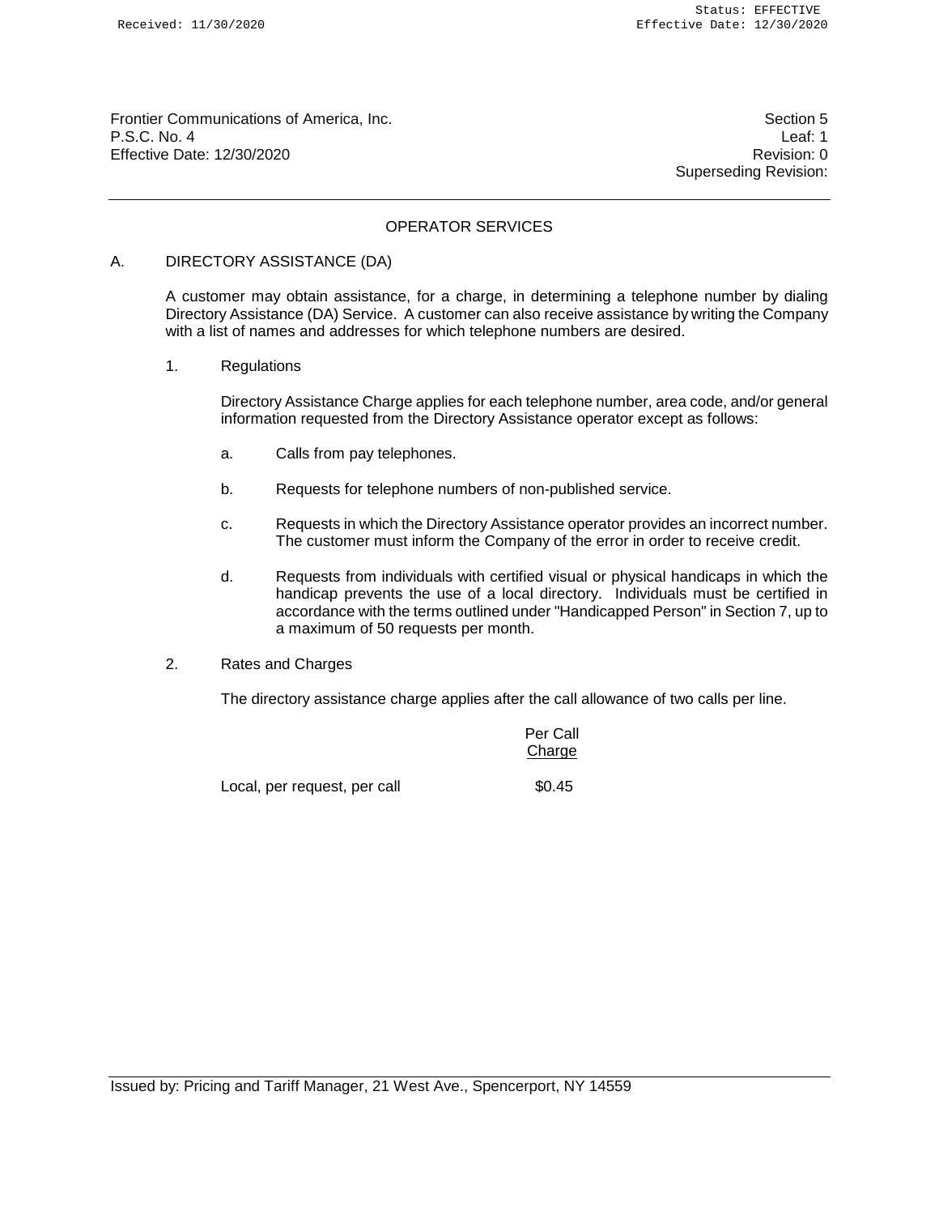Frontier Communications of America, Inc.
P.S.C. No. 4
Effective Date: 12/30/2020

Section 5
Leaf: 1
Revision: 0
Superseding Revision:

## OPERATOR SERVICES

### A. DIRECTORY ASSISTANCE (DA)

A customer may obtain assistance, for a charge, in determining a telephone number by dialing Directory Assistance (DA) Service. A customer can also receive assistance by writing the Company with a list of names and addresses for which telephone numbers are desired.

1. Regulations

   Directory Assistance Charge applies for each telephone number, area code, and/or general information requested from the Directory Assistance operator except as follows:

   a. Calls from pay telephones.

   b. Requests for telephone numbers of non-published service.

   c. Requests in which the Directory Assistance operator provides an incorrect number. The customer must inform the Company of the error in order to receive credit.

   d. Requests from individuals with certified visual or physical handicaps in which the handicap prevents the use of a local directory. Individuals must be certified in accordance with the terms outlined under "Handicapped Person" in Section 7, up to a maximum of 50 requests per month.

2. Rates and Charges

   The directory assistance charge applies after the call allowance of two calls per line.

|  | Per Call Charge |
|---|---|
| Local, per request, per call | $0.45 |

Issued by: Pricing and Tariff Manager, 21 West Ave., Spencerport, NY 14559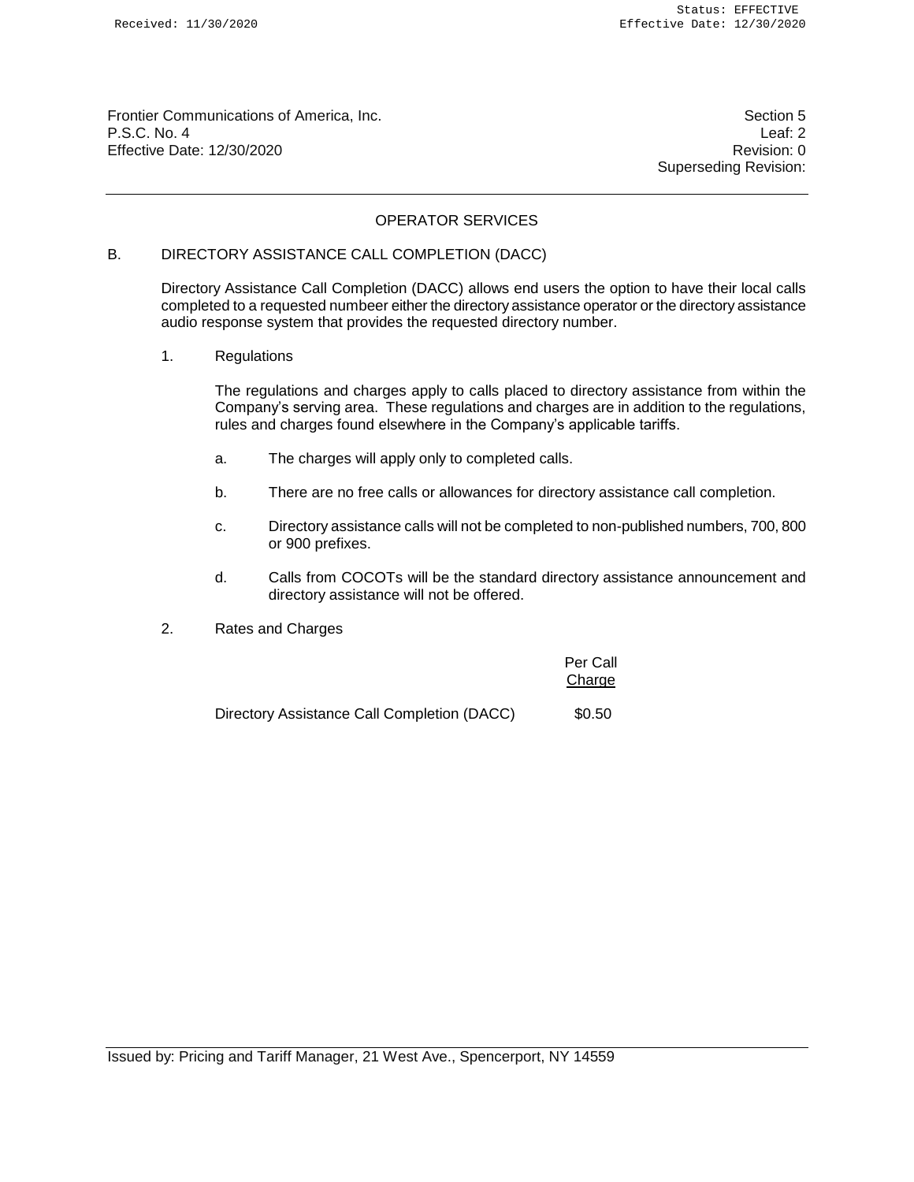Frontier Communications of America, Inc.
P.S.C. No. 4
Effective Date: 12/30/2020

Section 5
Leaf: 2
Revision: 0
Superseding Revision:

## OPERATOR SERVICES

### B. DIRECTORY ASSISTANCE CALL COMPLETION (DACC)

Directory Assistance Call Completion (DACC) allows end users the option to have their local calls completed to a requested numbeer either the directory assistance operator or the directory assistance audio response system that provides the requested directory number.

1. Regulations

   The regulations and charges apply to calls placed to directory assistance from within the Company's serving area. These regulations and charges are in addition to the regulations, rules and charges found elsewhere in the Company's applicable tariffs.

   a. The charges will apply only to completed calls.

   b. There are no free calls or allowances for directory assistance call completion.

   c. Directory assistance calls will not be completed to non-published numbers, 700, 800 or 900 prefixes.

   d. Calls from COCOTs will be the standard directory assistance announcement and directory assistance will not be offered.

2. Rates and Charges

| | Per Call Charge |
|---|---|
| Directory Assistance Call Completion (DACC) | $0.50 |

Issued by: Pricing and Tariff Manager, 21 West Ave., Spencerport, NY 14559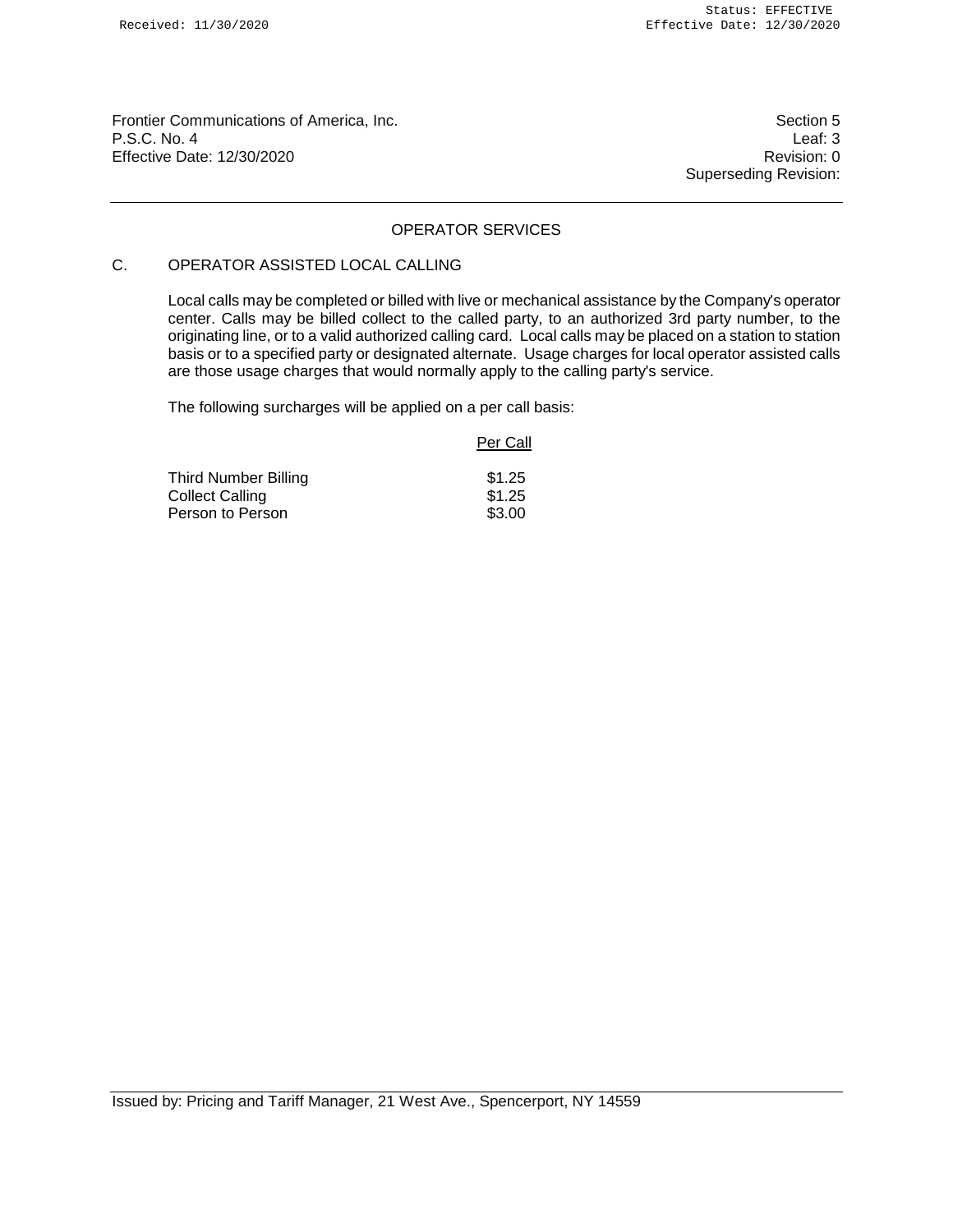Frontier Communications of America, Inc.
P.S.C. No. 4
Effective Date: 12/30/2020

Section 5
Leaf: 3
Revision: 0
Superseding Revision:

## OPERATOR SERVICES

### C. OPERATOR ASSISTED LOCAL CALLING

Local calls may be completed or billed with live or mechanical assistance by the Company's operator center. Calls may be billed collect to the called party, to an authorized 3rd party number, to the originating line, or to a valid authorized calling card. Local calls may be placed on a station to station basis or to a specified party or designated alternate. Usage charges for local operator assisted calls are those usage charges that would normally apply to the calling party's service.

The following surcharges will be applied on a per call basis:

| | Per Call |
|---|---|
| Third Number Billing | $1.25 |
| Collect Calling | $1.25 |
| Person to Person | $3.00 |

Issued by: Pricing and Tariff Manager, 21 West Ave., Spencerport, NY 14559